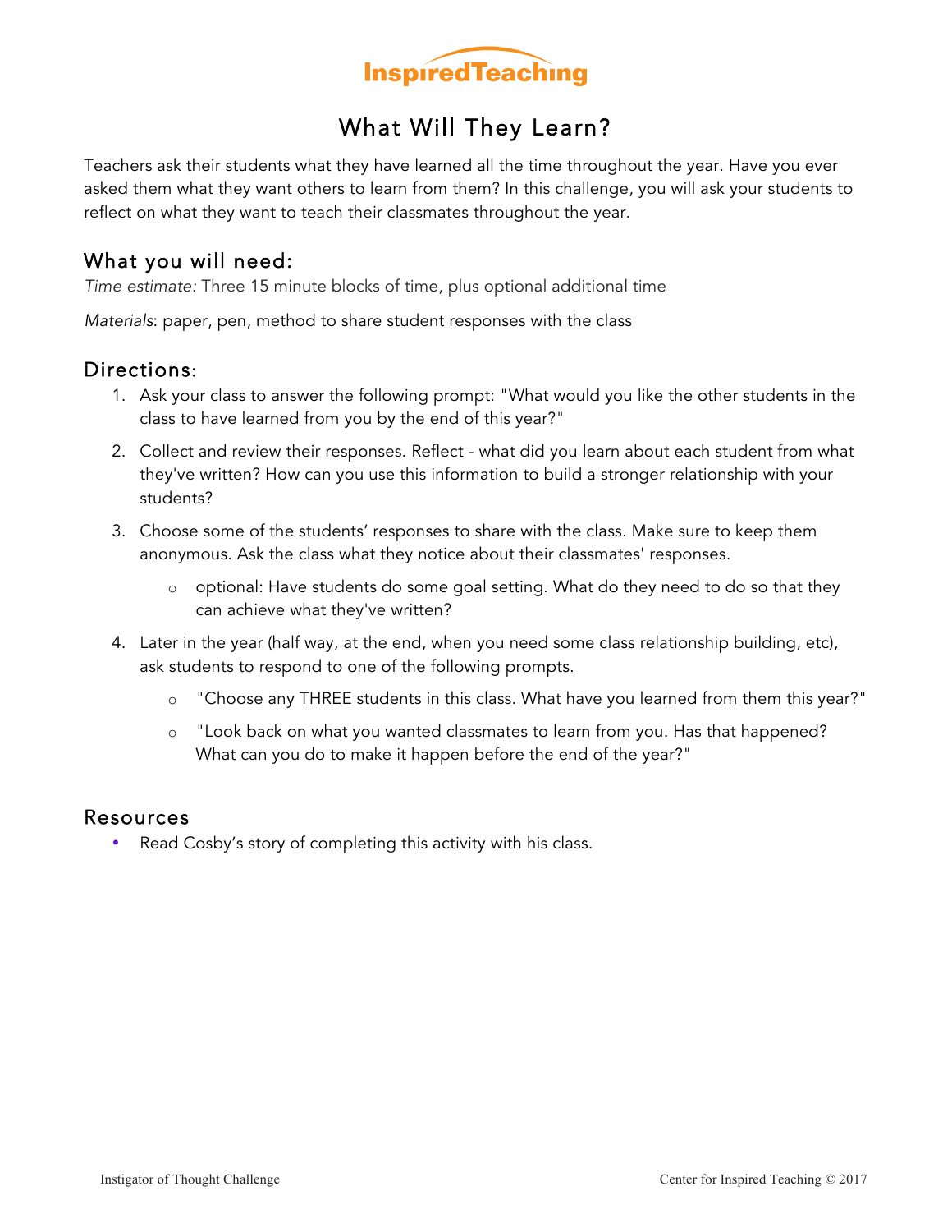InspiredTeaching

# What Will They Learn?

Teachers ask their students what they have learned all the time throughout the year. Have you ever asked them what they want others to learn from them? In this challenge, you will ask your students to reflect on what they want to teach their classmates throughout the year.

## What you will need:

*Time estimate:* Three 15 minute blocks of time, plus optional additional time

*Materials*: paper, pen, method to share student responses with the class

## Directions:

1. Ask your class to answer the following prompt: "What would you like the other students in the class to have learned from you by the end of this year?"
2. Collect and review their responses. Reflect - what did you learn about each student from what they've written? How can you use this information to build a stronger relationship with your students?
3. Choose some of the students' responses to share with the class. Make sure to keep them anonymous. Ask the class what they notice about their classmates' responses.
   - optional: Have students do some goal setting. What do they need to do so that they can achieve what they've written?
4. Later in the year (half way, at the end, when you need some class relationship building, etc), ask students to respond to one of the following prompts.
   - "Choose any THREE students in this class. What have you learned from them this year?"
   - "Look back on what you wanted classmates to learn from you. Has that happened? What can you do to make it happen before the end of the year?"

## Resources

- Read Cosby's story of completing this activity with his class.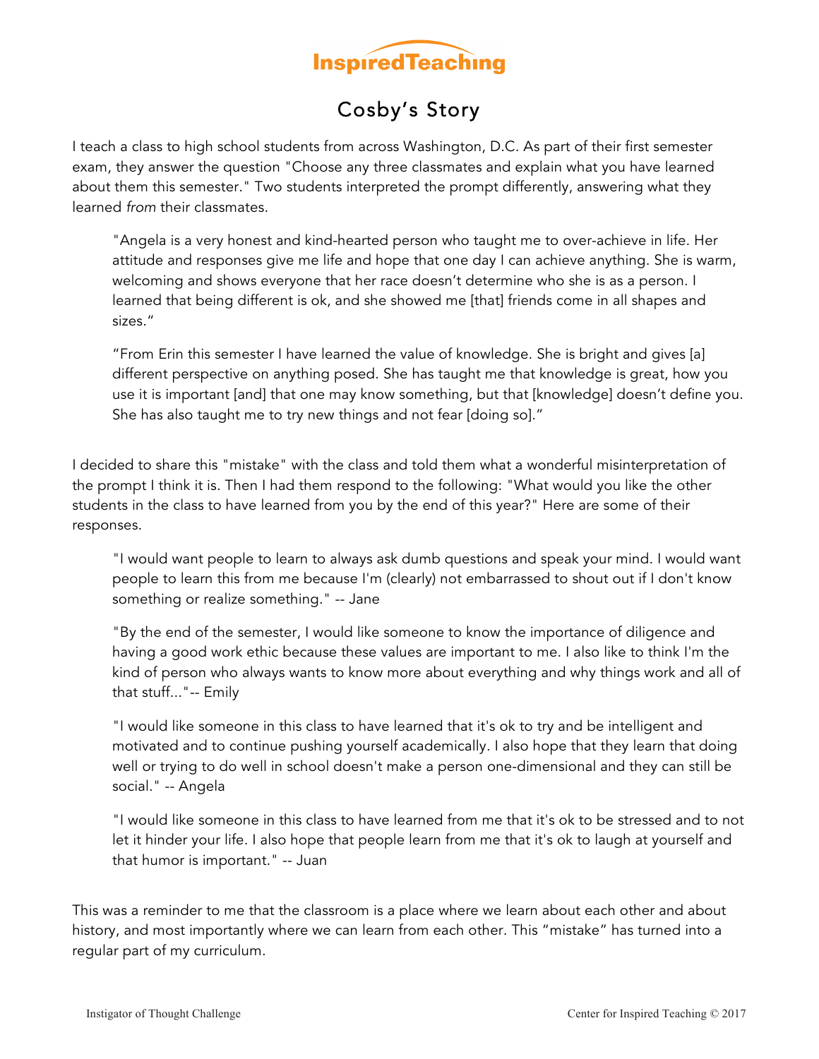# Cosby's Story

I teach a class to high school students from across Washington, D.C. As part of their first semester exam, they answer the question "Choose any three classmates and explain what you have learned about them this semester." Two students interpreted the prompt differently, answering what they learned *from* their classmates.

> "Angela is a very honest and kind-hearted person who taught me to over-achieve in life. Her attitude and responses give me life and hope that one day I can achieve anything. She is warm, welcoming and shows everyone that her race doesn't determine who she is as a person. I learned that being different is ok, and she showed me [that] friends come in all shapes and sizes."

> "From Erin this semester I have learned the value of knowledge. She is bright and gives [a] different perspective on anything posed. She has taught me that knowledge is great, how you use it is important [and] that one may know something, but that [knowledge] doesn't define you. She has also taught me to try new things and not fear [doing so]."

I decided to share this "mistake" with the class and told them what a wonderful misinterpretation of the prompt I think it is. Then I had them respond to the following: "What would you like the other students in the class to have learned from you by the end of this year?" Here are some of their responses.

> "I would want people to learn to always ask dumb questions and speak your mind. I would want people to learn this from me because I'm (clearly) not embarrassed to shout out if I don't know something or realize something." -- Jane

> "By the end of the semester, I would like someone to know the importance of diligence and having a good work ethic because these values are important to me. I also like to think I'm the kind of person who always wants to know more about everything and why things work and all of that stuff..."-- Emily

> "I would like someone in this class to have learned that it's ok to try and be intelligent and motivated and to continue pushing yourself academically. I also hope that they learn that doing well or trying to do well in school doesn't make a person one-dimensional and they can still be social." -- Angela

> "I would like someone in this class to have learned from me that it's ok to be stressed and to not let it hinder your life. I also hope that people learn from me that it's ok to laugh at yourself and that humor is important." -- Juan

This was a reminder to me that the classroom is a place where we learn about each other and about history, and most importantly where we can learn from each other. This "mistake" has turned into a regular part of my curriculum.